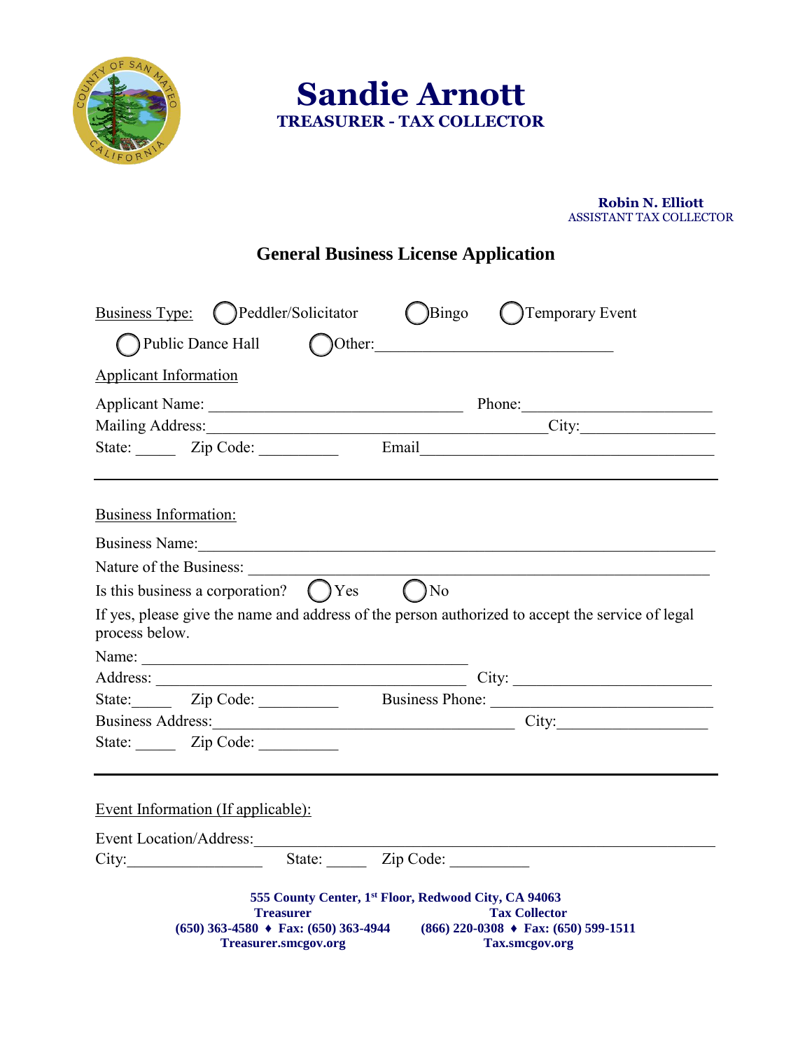# Sandie Arnott

**TREASURER - TAX COLLECTOR**

**Robin N. Elliott**
ASSISTANT TAX COLLECTOR

## General Business License Application

Business Type: ◯ Peddler/Solicitor ◯ Bingo ◯ Temporary Event

◯ Public Dance Hall ◯ Other:______________________________

Applicant Information

Applicant Name: ________________________________ Phone:_______________________

Mailing Address:___________________________________________City:________________

State: _____ Zip Code: __________ Email____________________________________

---

Business Information:

Business Name:_______________________________________________________________

Nature of the Business: _________________________________________________________

Is this business a corporation? ◯ Yes ◯ No

If yes, please give the name and address of the person authorized to accept the service of legal process below.

Name: _________________________________________

Address: _______________________________________ City: _______________________

State:_____ Zip Code: __________ Business Phone: __________________________

Business Address:______________________________________ City:__________________

State: _____ Zip Code: __________

---

Event Information (If applicable):

Event Location/Address:__________________________________________________________

City:_________________ State: _____ Zip Code: __________

**555 County Center, 1st Floor, Redwood City, CA 94063**

**Treasurer**
**(650) 363-4580 ♦ Fax: (650) 363-4944**
**Treasurer.smcgov.org**

**Tax Collector**
**(866) 220-0308 ♦ Fax: (650) 599-1511**
**Tax.smcgov.org**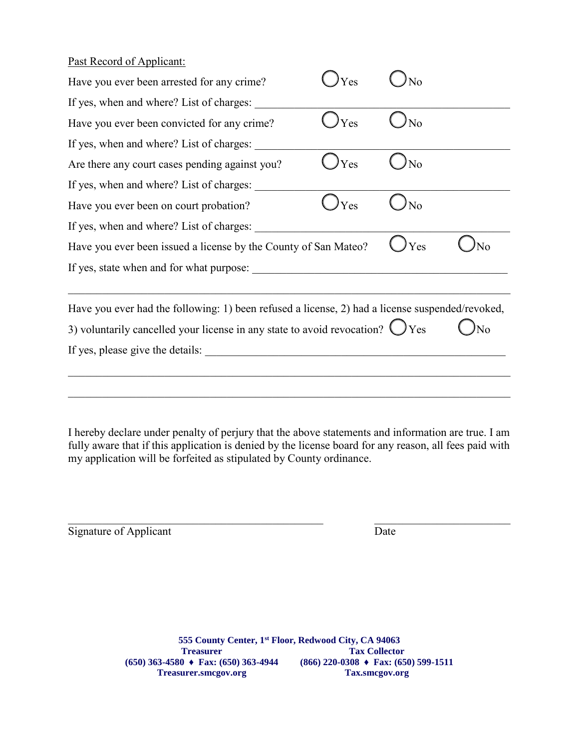<u>Past Record of Applicant:</u>

Have you ever been arrested for any crime? ◯ Yes ◯ No

If yes, when and where? List of charges: ______________________________________________

Have you ever been convicted for any crime? ◯ Yes ◯ No

If yes, when and where? List of charges: ______________________________________________

Are there any court cases pending against you? ◯ Yes ◯ No

If yes, when and where? List of charges: ______________________________________________

Have you ever been on court probation? ◯ Yes ◯ No

If yes, when and where? List of charges: ______________________________________________

Have you ever been issued a license by the County of San Mateo? ◯ Yes ◯ No

If yes, state when and for what purpose: ______________________________________________

________________________________________________________________________________

Have you ever had the following: 1) been refused a license, 2) had a license suspended/revoked, 3) voluntarily cancelled your license in any state to avoid revocation? ◯ Yes ◯ No

If yes, please give the details: ______________________________________________________

________________________________________________________________________________

________________________________________________________________________________

I hereby declare under penalty of perjury that the above statements and information are true. I am fully aware that if this application is denied by the license board for any reason, all fees paid with my application will be forfeited as stipulated by County ordinance.

_____________________________________________ ________________________

Signature of Applicant Date

**555 County Center, 1st Floor, Redwood City, CA 94063**

| Treasurer | Tax Collector |
|---|---|
| **(650) 363-4580 ♦ Fax: (650) 363-4944** | **(866) 220-0308 ♦ Fax: (650) 599-1511** |
| **Treasurer.smcgov.org** | **Tax.smcgov.org** |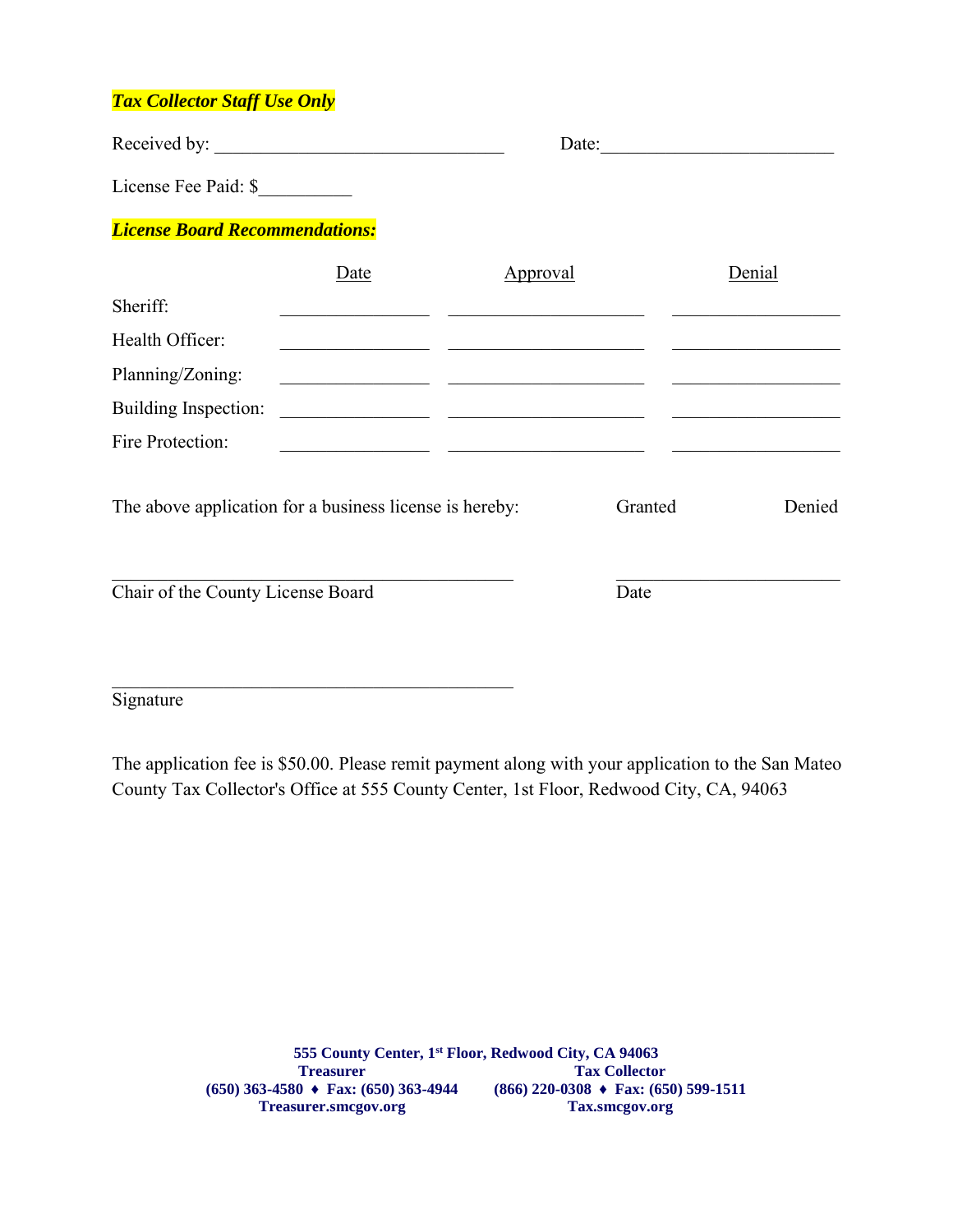***Tax Collector Staff Use Only***

Received by: ______________________________ Date:________________________

License Fee Paid: $__________

***License Board Recommendations:***

| | Date | Approval | Denial |
|---|---|---|---|
| Sheriff: | ______________ | ____________________ | _________________ |
| Health Officer: | ______________ | ____________________ | _________________ |
| Planning/Zoning: | ______________ | ____________________ | _________________ |
| Building Inspection: | ______________ | ____________________ | _________________ |
| Fire Protection: | ______________ | ____________________ | _________________ |

The above application for a business license is hereby: Granted Denied

__________________________________________ ________________________

Chair of the County License Board Date

__________________________________________

Signature

The application fee is $50.00. Please remit payment along with your application to the San Mateo County Tax Collector's Office at 555 County Center, 1st Floor, Redwood City, CA, 94063

**555 County Center, 1st Floor, Redwood City, CA 94063**

| Treasurer | Tax Collector |
|---|---|
| **(650) 363-4580 ♦ Fax: (650) 363-4944** | **(866) 220-0308 ♦ Fax: (650) 599-1511** |
| **Treasurer.smcgov.org** | **Tax.smcgov.org** |